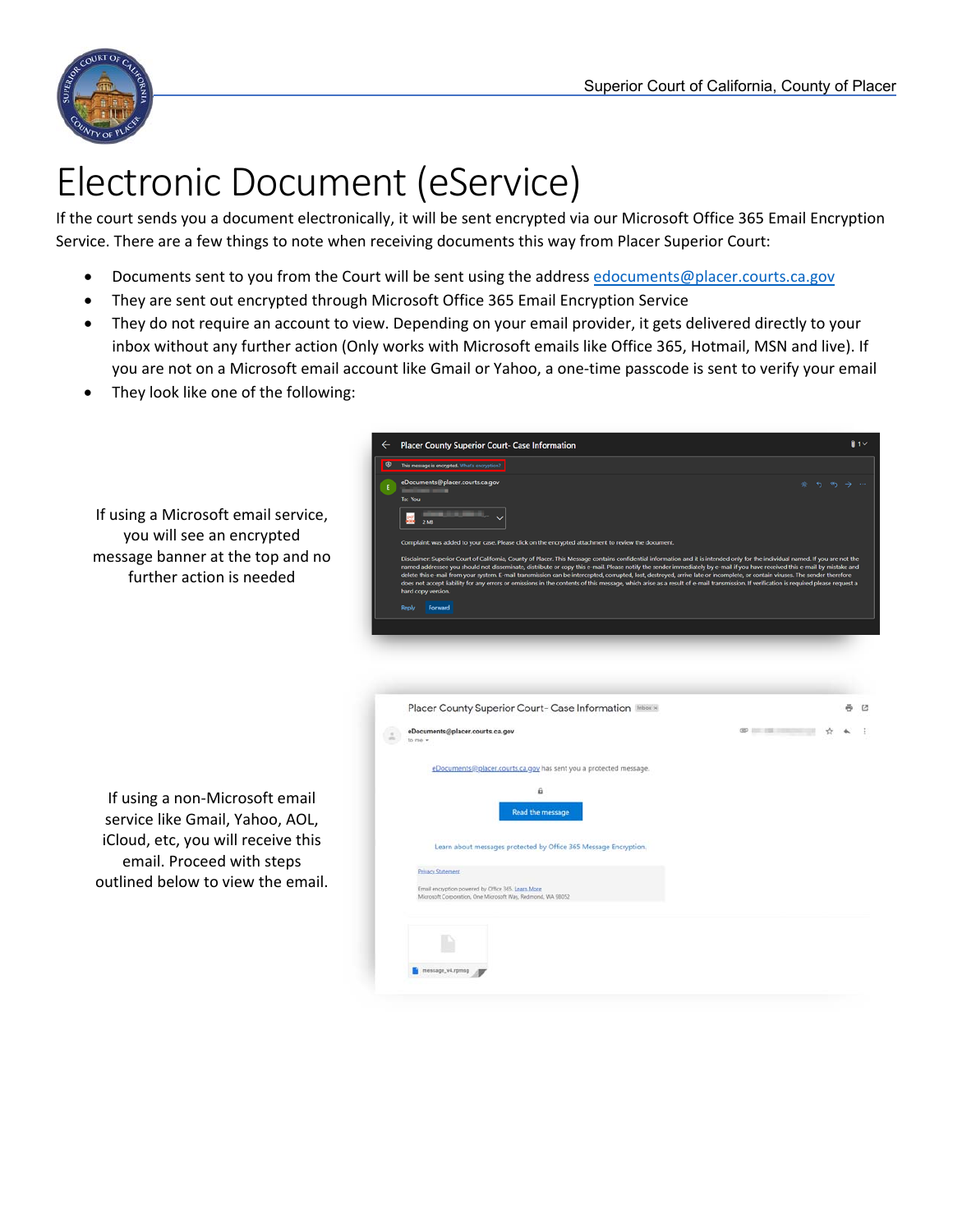# Electronic Document (eService)

If the court sends you a document electronically, it will be sent encrypted via our Microsoft Office 365 Email Encryption Service. There are a few things to note when receiving documents this way from Placer Superior Court:

- Documents sent to you from the Court will be sent using the address edocuments@placer.courts.ca.gov
- They are sent out encrypted through Microsoft Office 365 Email Encryption Service
- They do not require an account to view. Depending on your email provider, it gets delivered directly to your inbox without any further action (Only works with Microsoft emails like Office 365, Hotmail, MSN and live). If you are not on a Microsoft email account like Gmail or Yahoo, a one-time passcode is sent to verify your email
- They look like one of the following:

If using a Microsoft email service, you will see an encrypted message banner at the top and no further action is needed

If using a non-Microsoft email service like Gmail, Yahoo, AOL, iCloud, etc, you will receive this email. Proceed with steps outlined below to view the email.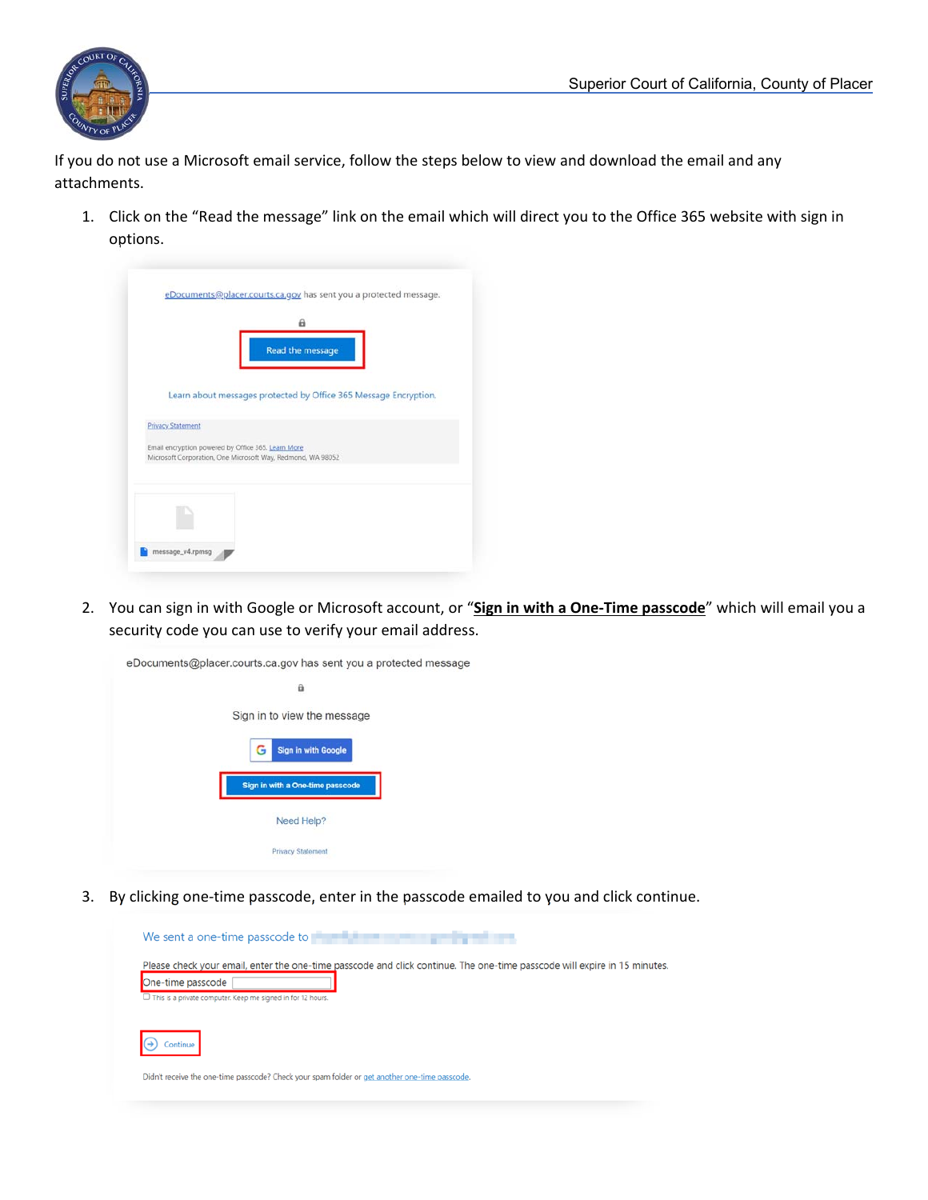If you do not use a Microsoft email service, follow the steps below to view and download the email and any attachments.

1. Click on the “Read the message” link on the email which will direct you to the Office 365 website with sign in options.

2. You can sign in with Google or Microsoft account, or “**Sign in with a One-Time passcode**” which will email you a security code you can use to verify your email address.

3. By clicking one-time passcode, enter in the passcode emailed to you and click continue.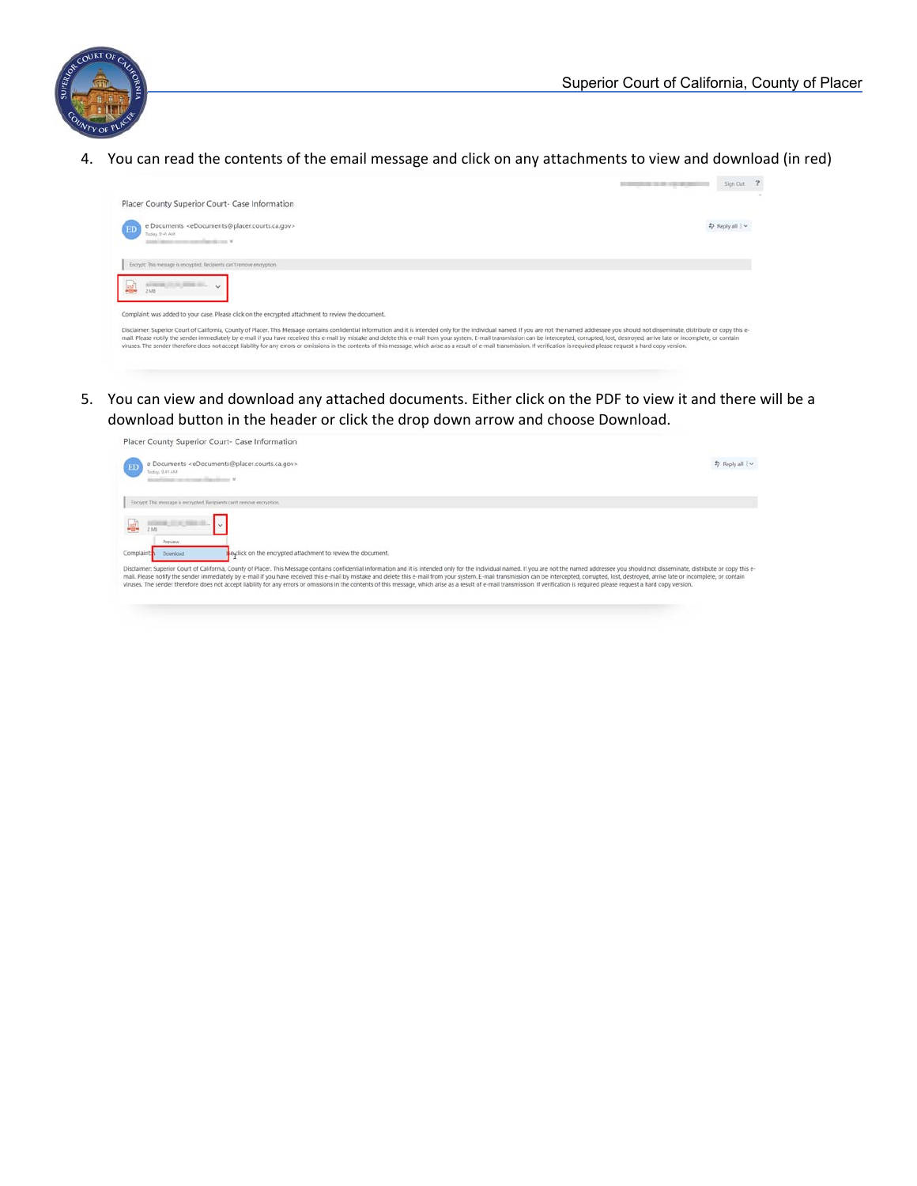4. You can read the contents of the email message and click on any attachments to view and download (in red)

5. You can view and download any attached documents. Either click on the PDF to view it and there will be a download button in the header or click the drop down arrow and choose Download.